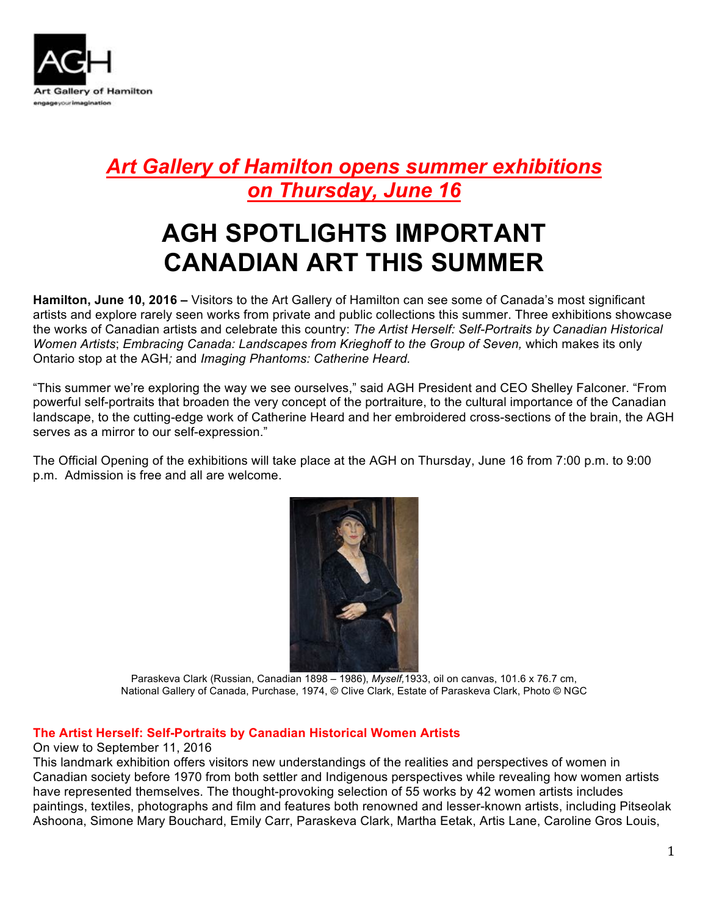Art Gallery of Hamilton
engageyourimagination

## *Art Gallery of Hamilton opens summer exhibitions on Thursday, June 16*

# AGH SPOTLIGHTS IMPORTANT CANADIAN ART THIS SUMMER

**Hamilton, June 10, 2016 –** Visitors to the Art Gallery of Hamilton can see some of Canada's most significant artists and explore rarely seen works from private and public collections this summer. Three exhibitions showcase the works of Canadian artists and celebrate this country: *The Artist Herself: Self-Portraits by Canadian Historical Women Artists*; *Embracing Canada: Landscapes from Krieghoff to the Group of Seven,* which makes its only Ontario stop at the AGH*;* and *Imaging Phantoms: Catherine Heard.*

"This summer we're exploring the way we see ourselves," said AGH President and CEO Shelley Falconer. "From powerful self-portraits that broaden the very concept of the portraiture, to the cultural importance of the Canadian landscape, to the cutting-edge work of Catherine Heard and her embroidered cross-sections of the brain, the AGH serves as a mirror to our self-expression."

The Official Opening of the exhibitions will take place at the AGH on Thursday, June 16 from 7:00 p.m. to 9:00 p.m. Admission is free and all are welcome.

Paraskeva Clark (Russian, Canadian 1898 – 1986), *Myself,*1933, oil on canvas, 101.6 x 76.7 cm, National Gallery of Canada, Purchase, 1974, © Clive Clark, Estate of Paraskeva Clark, Photo © NGC

### The Artist Herself: Self-Portraits by Canadian Historical Women Artists

On view to September 11, 2016

This landmark exhibition offers visitors new understandings of the realities and perspectives of women in Canadian society before 1970 from both settler and Indigenous perspectives while revealing how women artists have represented themselves. The thought-provoking selection of 55 works by 42 women artists includes paintings, textiles, photographs and film and features both renowned and lesser-known artists, including Pitseolak Ashoona, Simone Mary Bouchard, Emily Carr, Paraskeva Clark, Martha Eetak, Artis Lane, Caroline Gros Louis,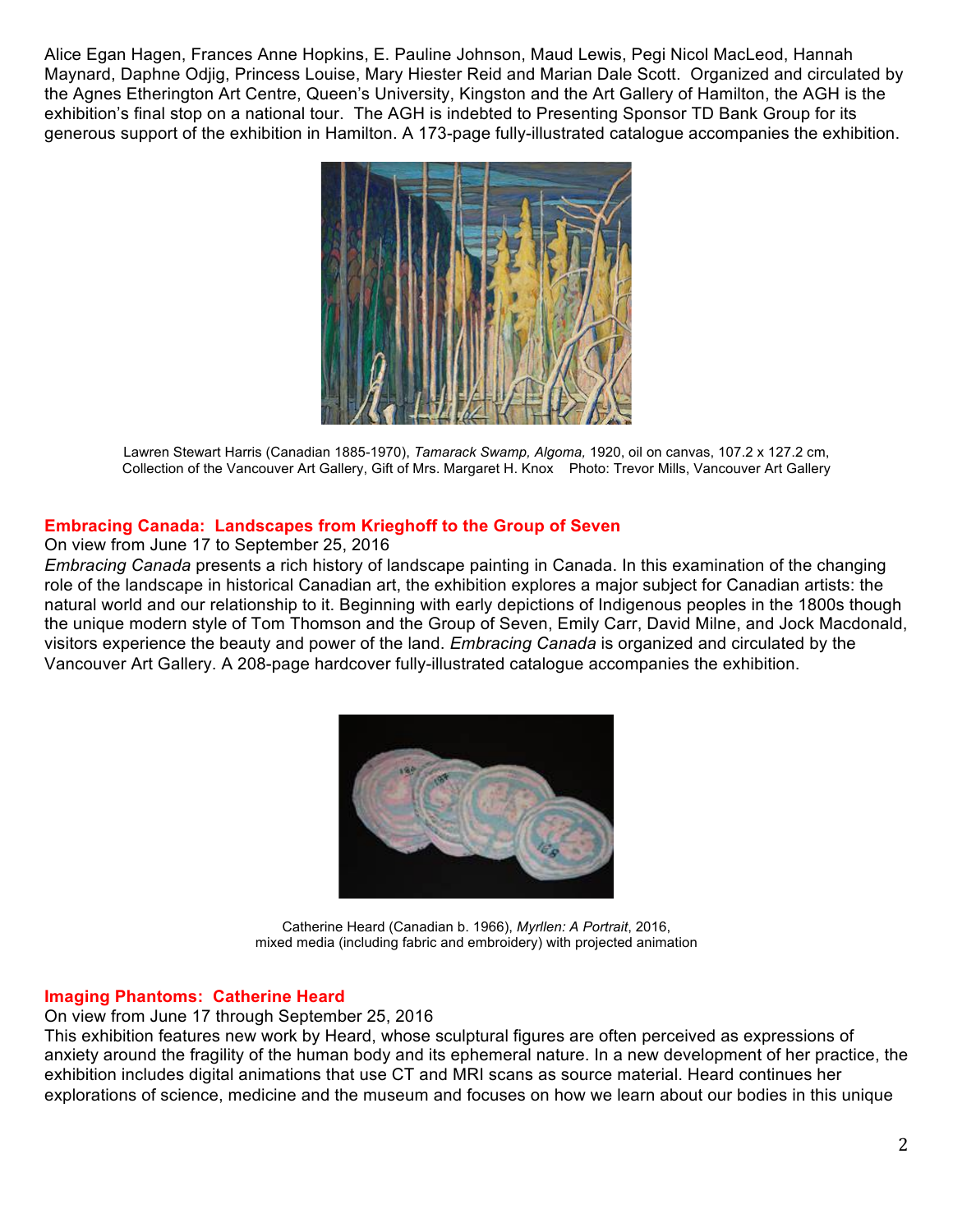Alice Egan Hagen, Frances Anne Hopkins, E. Pauline Johnson, Maud Lewis, Pegi Nicol MacLeod, Hannah Maynard, Daphne Odjig, Princess Louise, Mary Hiester Reid and Marian Dale Scott. Organized and circulated by the Agnes Etherington Art Centre, Queen's University, Kingston and the Art Gallery of Hamilton, the AGH is the exhibition's final stop on a national tour. The AGH is indebted to Presenting Sponsor TD Bank Group for its generous support of the exhibition in Hamilton. A 173-page fully-illustrated catalogue accompanies the exhibition.

Lawren Stewart Harris (Canadian 1885-1970), *Tamarack Swamp, Algoma,* 1920, oil on canvas, 107.2 x 127.2 cm, Collection of the Vancouver Art Gallery, Gift of Mrs. Margaret H. Knox    Photo: Trevor Mills, Vancouver Art Gallery

## Embracing Canada: Landscapes from Krieghoff to the Group of Seven

On view from June 17 to September 25, 2016

*Embracing Canada* presents a rich history of landscape painting in Canada. In this examination of the changing role of the landscape in historical Canadian art, the exhibition explores a major subject for Canadian artists: the natural world and our relationship to it. Beginning with early depictions of Indigenous peoples in the 1800s though the unique modern style of Tom Thomson and the Group of Seven, Emily Carr, David Milne, and Jock Macdonald, visitors experience the beauty and power of the land. *Embracing Canada* is organized and circulated by the Vancouver Art Gallery. A 208-page hardcover fully-illustrated catalogue accompanies the exhibition.

Catherine Heard (Canadian b. 1966), *Myrllen: A Portrait*, 2016, mixed media (including fabric and embroidery) with projected animation

## Imaging Phantoms: Catherine Heard

On view from June 17 through September 25, 2016

This exhibition features new work by Heard, whose sculptural figures are often perceived as expressions of anxiety around the fragility of the human body and its ephemeral nature. In a new development of her practice, the exhibition includes digital animations that use CT and MRI scans as source material. Heard continues her explorations of science, medicine and the museum and focuses on how we learn about our bodies in this unique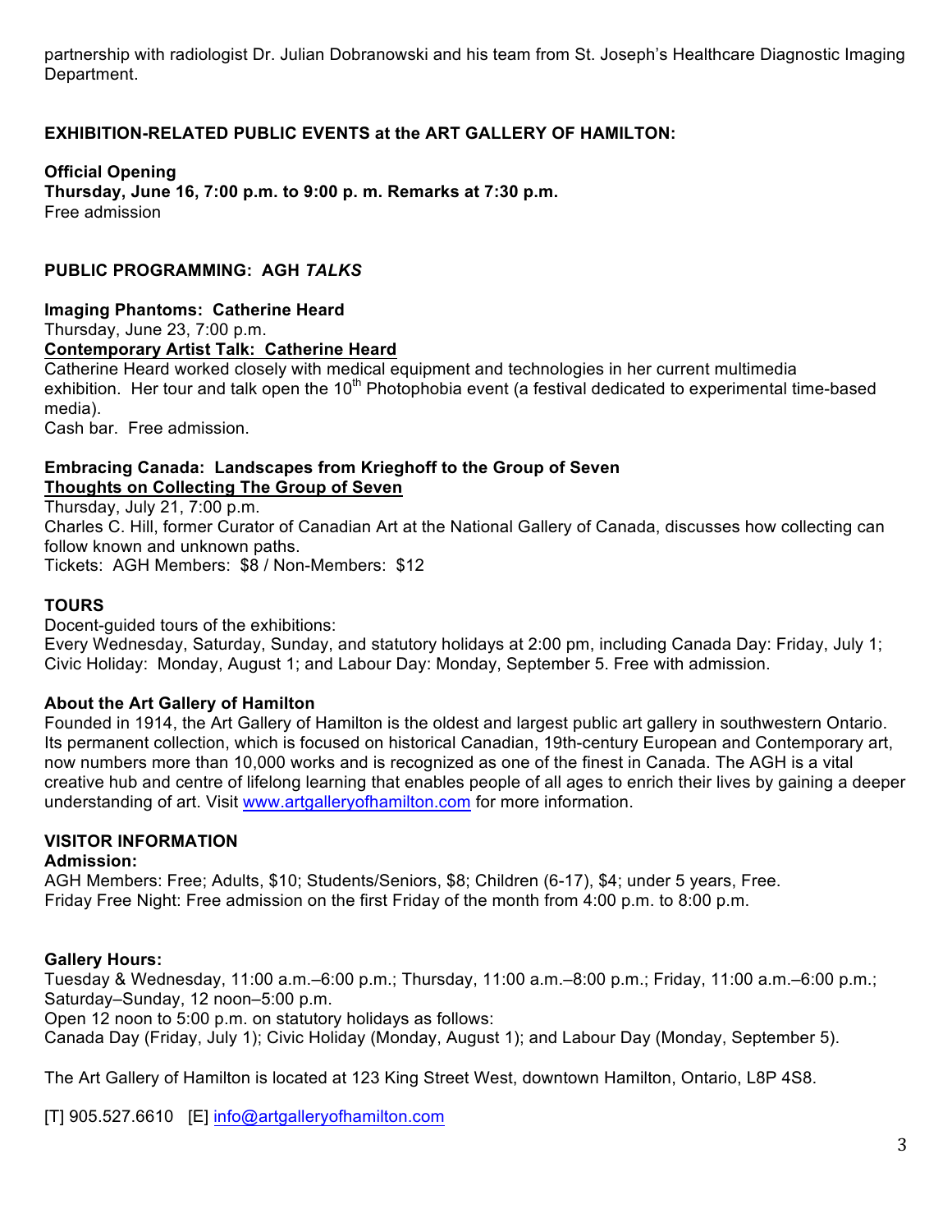partnership with radiologist Dr. Julian Dobranowski and his team from St. Joseph's Healthcare Diagnostic Imaging Department.

## EXHIBITION-RELATED PUBLIC EVENTS at the ART GALLERY OF HAMILTON:

**Official Opening**
**Thursday, June 16, 7:00 p.m. to 9:00 p. m. Remarks at 7:30 p.m.**
Free admission

## PUBLIC PROGRAMMING: AGH *TALKS*

**Imaging Phantoms: Catherine Heard**
Thursday, June 23, 7:00 p.m.
**Contemporary Artist Talk: Catherine Heard**
Catherine Heard worked closely with medical equipment and technologies in her current multimedia exhibition. Her tour and talk open the 10th Photophobia event (a festival dedicated to experimental time-based media).
Cash bar. Free admission.

**Embracing Canada: Landscapes from Krieghoff to the Group of Seven**
**Thoughts on Collecting The Group of Seven**
Thursday, July 21, 7:00 p.m.
Charles C. Hill, former Curator of Canadian Art at the National Gallery of Canada, discusses how collecting can follow known and unknown paths.
Tickets: AGH Members: $8 / Non-Members: $12

## TOURS

Docent-guided tours of the exhibitions:
Every Wednesday, Saturday, Sunday, and statutory holidays at 2:00 pm, including Canada Day: Friday, July 1; Civic Holiday: Monday, August 1; and Labour Day: Monday, September 5. Free with admission.

**About the Art Gallery of Hamilton**
Founded in 1914, the Art Gallery of Hamilton is the oldest and largest public art gallery in southwestern Ontario. Its permanent collection, which is focused on historical Canadian, 19th-century European and Contemporary art, now numbers more than 10,000 works and is recognized as one of the finest in Canada. The AGH is a vital creative hub and centre of lifelong learning that enables people of all ages to enrich their lives by gaining a deeper understanding of art. Visit www.artgalleryofhamilton.com for more information.

## VISITOR INFORMATION

**Admission:**
AGH Members: Free; Adults, $10; Students/Seniors, $8; Children (6-17), $4; under 5 years, Free.
Friday Free Night: Free admission on the first Friday of the month from 4:00 p.m. to 8:00 p.m.

**Gallery Hours:**
Tuesday & Wednesday, 11:00 a.m.–6:00 p.m.; Thursday, 11:00 a.m.–8:00 p.m.; Friday, 11:00 a.m.–6:00 p.m.; Saturday–Sunday, 12 noon–5:00 p.m.
Open 12 noon to 5:00 p.m. on statutory holidays as follows:
Canada Day (Friday, July 1); Civic Holiday (Monday, August 1); and Labour Day (Monday, September 5).

The Art Gallery of Hamilton is located at 123 King Street West, downtown Hamilton, Ontario, L8P 4S8.

[T] 905.527.6610 [E] info@artgalleryofhamilton.com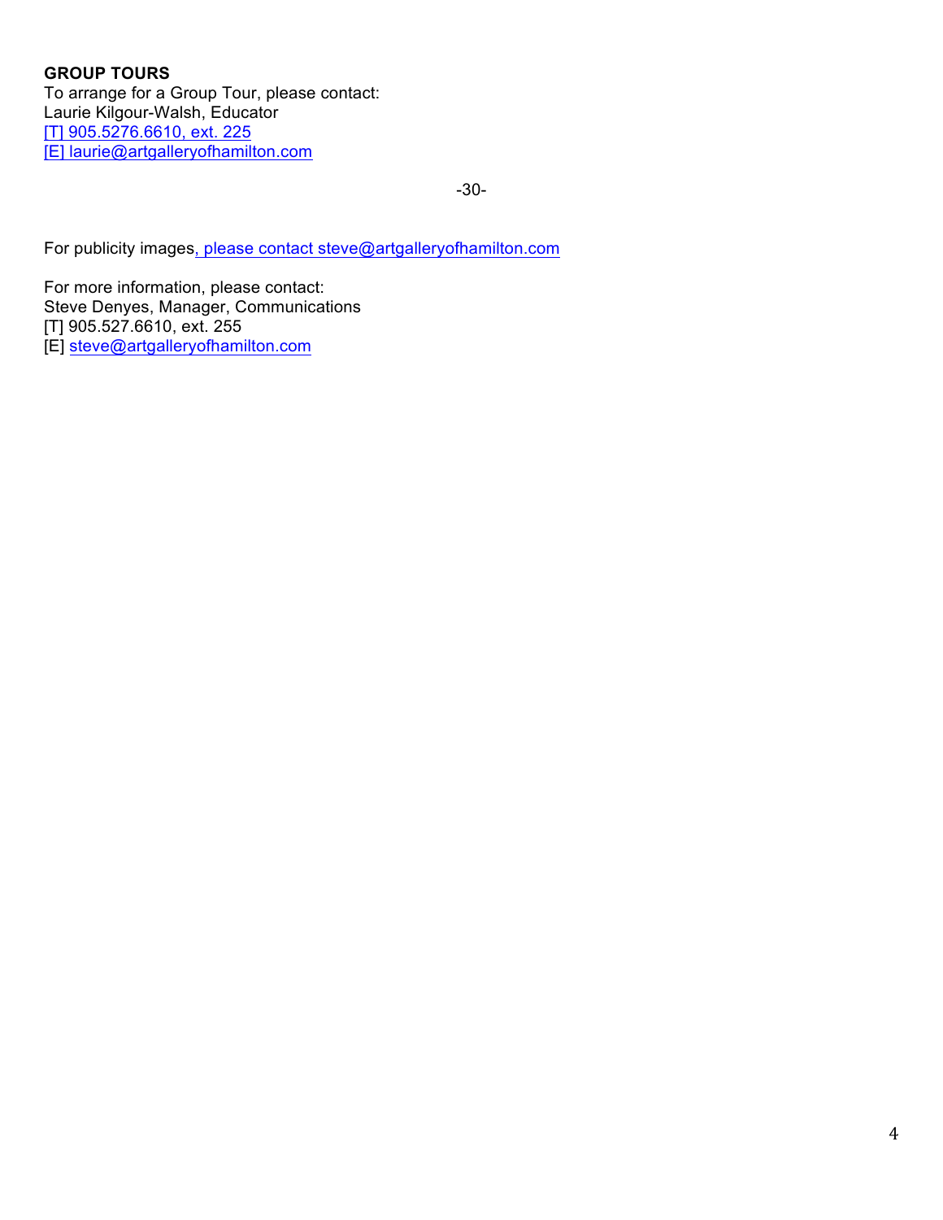**GROUP TOURS**
To arrange for a Group Tour, please contact:
Laurie Kilgour-Walsh, Educator
[T] 905.5276.6610, ext. 225
[E] laurie@artgalleryofhamilton.com

-30-

For publicity images, please contact steve@artgalleryofhamilton.com

For more information, please contact:
Steve Denyes, Manager, Communications
[T] 905.527.6610, ext. 255
[E] steve@artgalleryofhamilton.com